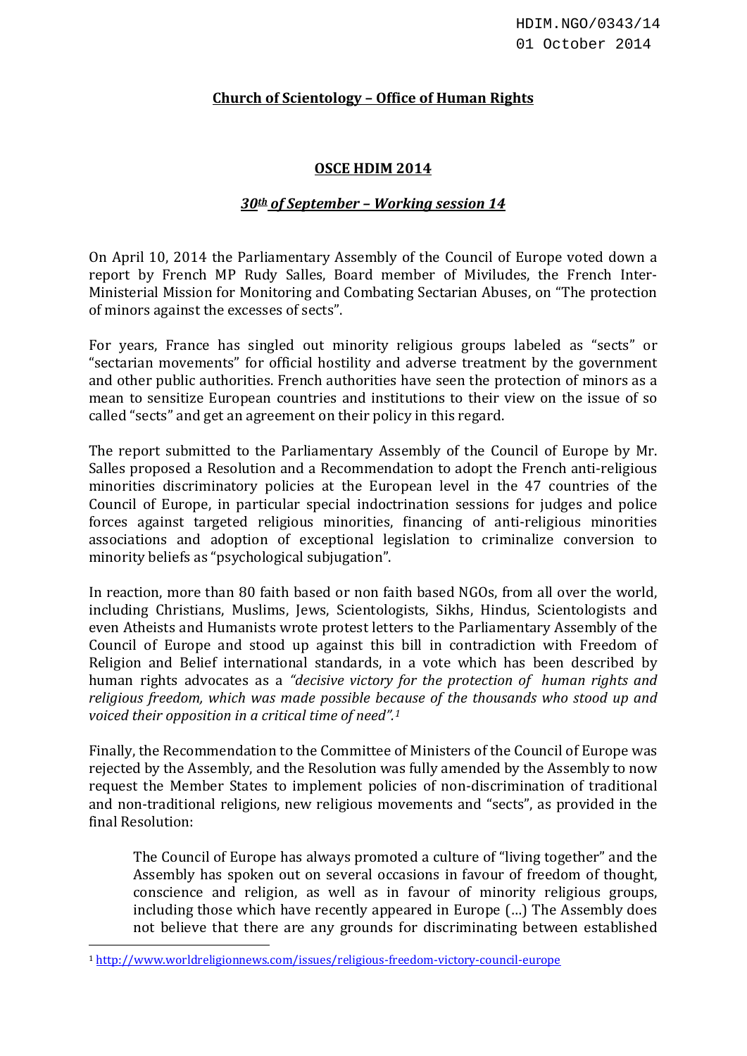HDIM.NGO/0343/14
01 October 2014

**Church of Scientology – Office of Human Rights**

**OSCE HDIM 2014**

***30th of September – Working session 14***

On April 10, 2014 the Parliamentary Assembly of the Council of Europe voted down a report by French MP Rudy Salles, Board member of Miviludes, the French Inter-Ministerial Mission for Monitoring and Combating Sectarian Abuses, on "The protection of minors against the excesses of sects".

For years, France has singled out minority religious groups labeled as "sects" or "sectarian movements" for official hostility and adverse treatment by the government and other public authorities. French authorities have seen the protection of minors as a mean to sensitize European countries and institutions to their view on the issue of so called "sects" and get an agreement on their policy in this regard.

The report submitted to the Parliamentary Assembly of the Council of Europe by Mr. Salles proposed a Resolution and a Recommendation to adopt the French anti-religious minorities discriminatory policies at the European level in the 47 countries of the Council of Europe, in particular special indoctrination sessions for judges and police forces against targeted religious minorities, financing of anti-religious minorities associations and adoption of exceptional legislation to criminalize conversion to minority beliefs as "psychological subjugation".

In reaction, more than 80 faith based or non faith based NGOs, from all over the world, including Christians, Muslims, Jews, Scientologists, Sikhs, Hindus, Scientologists and even Atheists and Humanists wrote protest letters to the Parliamentary Assembly of the Council of Europe and stood up against this bill in contradiction with Freedom of Religion and Belief international standards, in a vote which has been described by human rights advocates as a *"decisive victory for the protection of human rights and religious freedom, which was made possible because of the thousands who stood up and voiced their opposition in a critical time of need".*[1]

Finally, the Recommendation to the Committee of Ministers of the Council of Europe was rejected by the Assembly, and the Resolution was fully amended by the Assembly to now request the Member States to implement policies of non-discrimination of traditional and non-traditional religions, new religious movements and "sects", as provided in the final Resolution:

> The Council of Europe has always promoted a culture of "living together" and the Assembly has spoken out on several occasions in favour of freedom of thought, conscience and religion, as well as in favour of minority religious groups, including those which have recently appeared in Europe (…) The Assembly does not believe that there are any grounds for discriminating between established

[1] http://www.worldreligionnews.com/issues/religious-freedom-victory-council-europe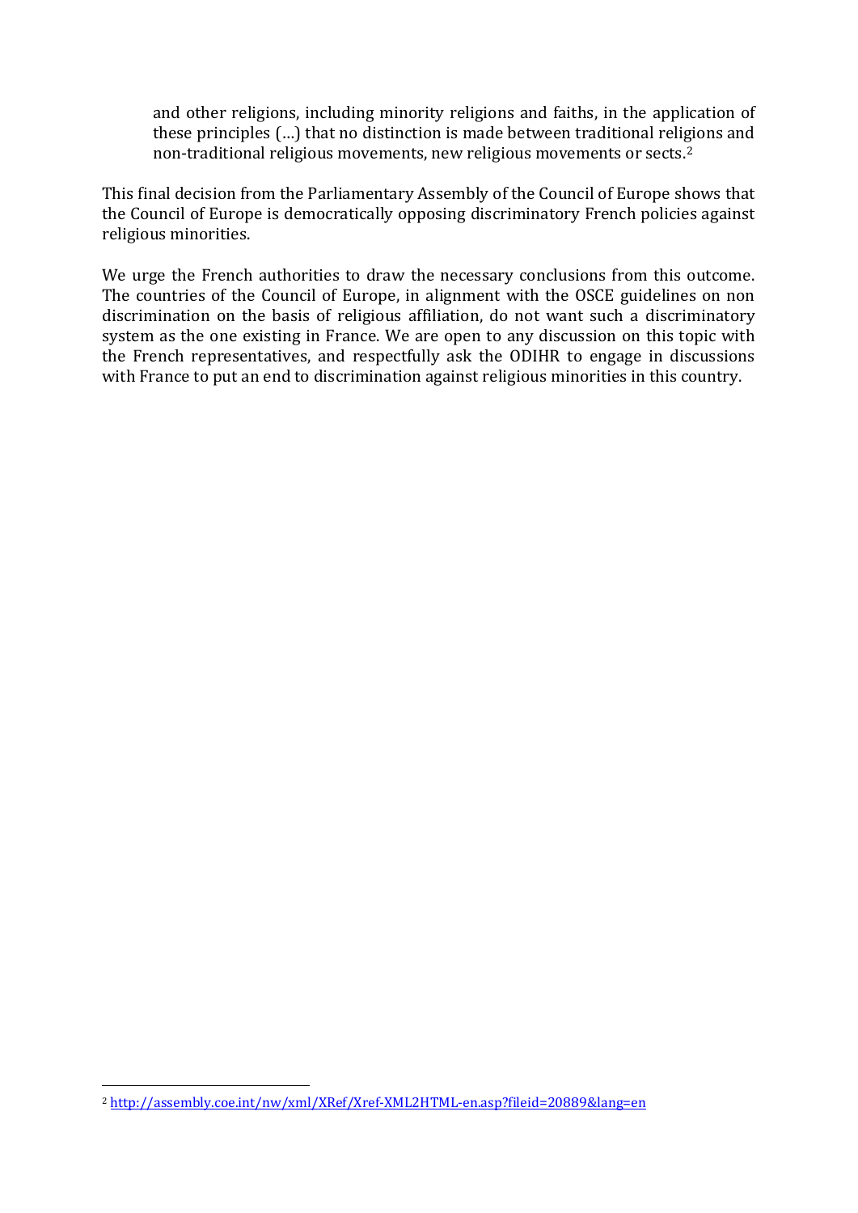> and other religions, including minority religions and faiths, in the application of these principles (…) that no distinction is made between traditional religions and non-traditional religious movements, new religious movements or sects.[2]

This final decision from the Parliamentary Assembly of the Council of Europe shows that the Council of Europe is democratically opposing discriminatory French policies against religious minorities.

We urge the French authorities to draw the necessary conclusions from this outcome. The countries of the Council of Europe, in alignment with the OSCE guidelines on non discrimination on the basis of religious affiliation, do not want such a discriminatory system as the one existing in France. We are open to any discussion on this topic with the French representatives, and respectfully ask the ODIHR to engage in discussions with France to put an end to discrimination against religious minorities in this country.

---

[2] http://assembly.coe.int/nw/xml/XRef/Xref-XML2HTML-en.asp?fileid=20889&lang=en